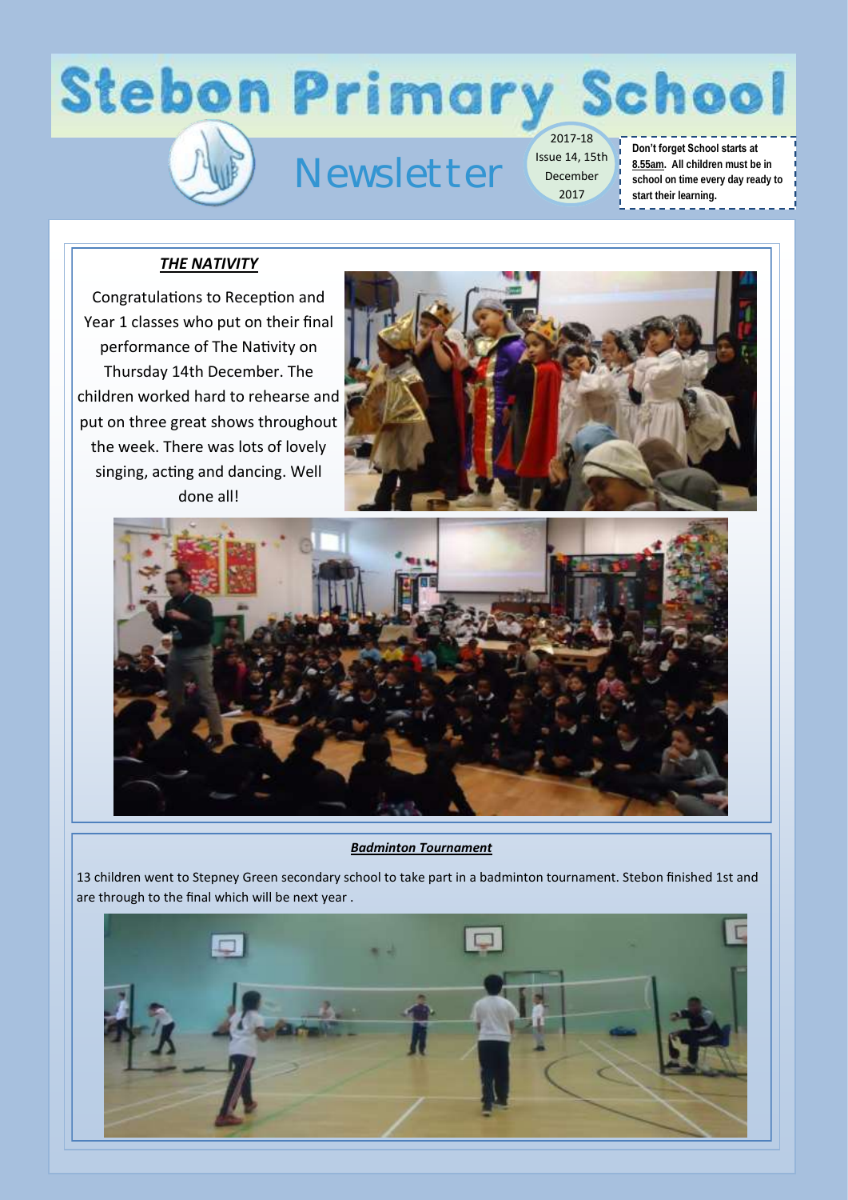# Stebon Primary School

## Newsletter

2017-18
Issue 14, 15th December 2017

**Don't forget School starts at 8.55am. All children must be in school on time every day ready to start their learning.**

### *THE NATIVITY*

Congratulations to Reception and Year 1 classes who put on their final performance of The Nativity on Thursday 14th December. The children worked hard to rehearse and put on three great shows throughout the week. There was lots of lovely singing, acting and dancing. Well done all!

### *Badminton Tournament*

13 children went to Stepney Green secondary school to take part in a badminton tournament. Stebon finished 1st and are through to the final which will be next year .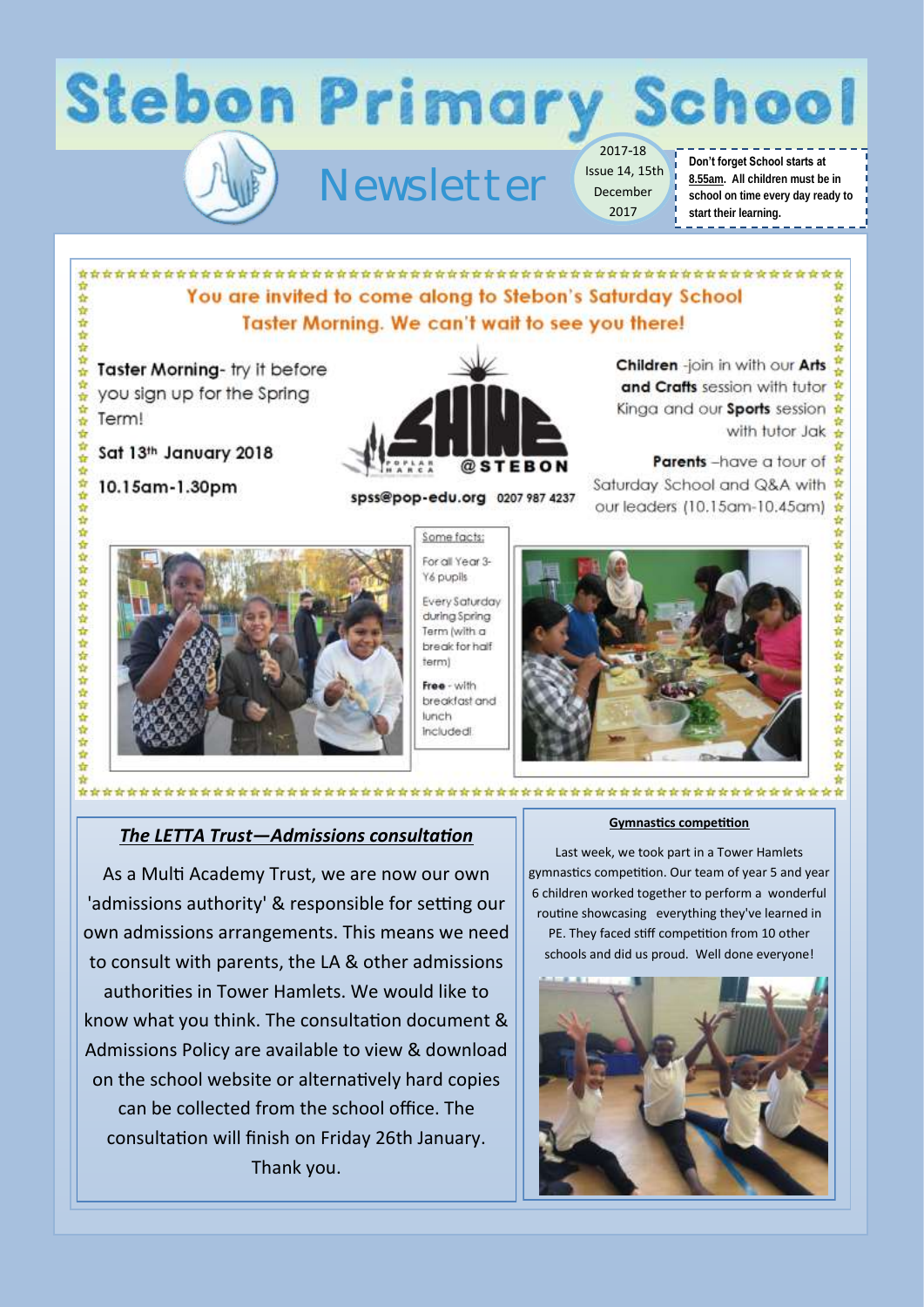# Stebon Primary School

## Newsletter

2017-18
Issue 14, 15th December 2017

**Don't forget School starts at 8.55am. All children must be in school on time every day ready to start their learning.**

## You are invited to come along to Stebon's Saturday School Taster Morning. We can't wait to see you there!

**Taster Morning**- try it before you sign up for the Spring Term!

**Sat 13th January 2018**

**10.15am-1.30pm**

SHINE @STEBON

spss@pop-edu.org 0207 987 4237

**Children** -join in with our **Arts and Crafts** session with tutor Kinga and our **Sports** session with tutor Jak

**Parents** –have a tour of Saturday School and Q&A with our leaders (10.15am-10.45am)

Some facts:

For all Year 3-Y6 pupils

Every Saturday during Spring Term (with a break for half term)

**Free** - with breakfast and lunch included!

### *The LETTA Trust—Admissions consultation*

As a Multi Academy Trust, we are now our own 'admissions authority' & responsible for setting our own admissions arrangements. This means we need to consult with parents, the LA & other admissions authorities in Tower Hamlets. We would like to know what you think. The consultation document & Admissions Policy are available to view & download on the school website or alternatively hard copies can be collected from the school office. The consultation will finish on Friday 26th January. Thank you.

### Gymnastics competition

Last week, we took part in a Tower Hamlets gymnastics competition. Our team of year 5 and year 6 children worked together to perform a wonderful routine showcasing everything they've learned in PE. They faced stiff competition from 10 other schools and did us proud. Well done everyone!